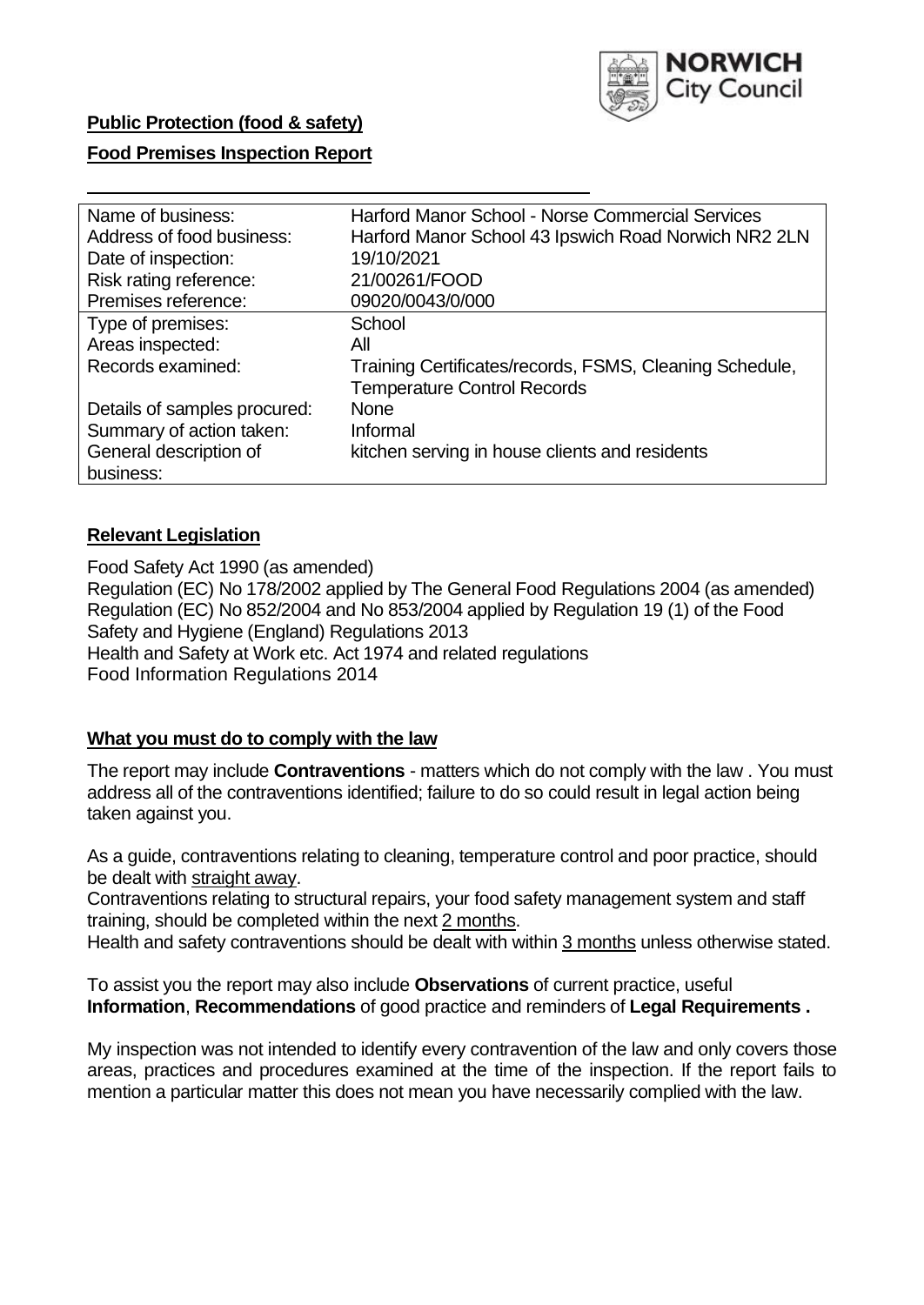NORWICH City Council

**Public Protection (food & safety)**

**Food Premises Inspection Report**

| | |
|---|---|
| Name of business: | Harford Manor School - Norse Commercial Services |
| Address of food business: | Harford Manor School 43 Ipswich Road Norwich NR2 2LN |
| Date of inspection: | 19/10/2021 |
| Risk rating reference: | 21/00261/FOOD |
| Premises reference: | 09020/0043/0/000 |
| Type of premises: | School |
| Areas inspected: | All |
| Records examined: | Training Certificates/records, FSMS, Cleaning Schedule, Temperature Control Records |
| Details of samples procured: | None |
| Summary of action taken: | Informal |
| General description of business: | kitchen serving in house clients and residents |

## Relevant Legislation

Food Safety Act 1990 (as amended)
Regulation (EC) No 178/2002 applied by The General Food Regulations 2004 (as amended)
Regulation (EC) No 852/2004 and No 853/2004 applied by Regulation 19 (1) of the Food Safety and Hygiene (England) Regulations 2013
Health and Safety at Work etc. Act 1974 and related regulations
Food Information Regulations 2014

## What you must do to comply with the law

The report may include **Contraventions** - matters which do not comply with the law . You must address all of the contraventions identified; failure to do so could result in legal action being taken against you.

As a guide, contraventions relating to cleaning, temperature control and poor practice, should be dealt with straight away.
Contraventions relating to structural repairs, your food safety management system and staff training, should be completed within the next 2 months.
Health and safety contraventions should be dealt with within 3 months unless otherwise stated.

To assist you the report may also include **Observations** of current practice, useful **Information**, **Recommendations** of good practice and reminders of **Legal Requirements .**

My inspection was not intended to identify every contravention of the law and only covers those areas, practices and procedures examined at the time of the inspection. If the report fails to mention a particular matter this does not mean you have necessarily complied with the law.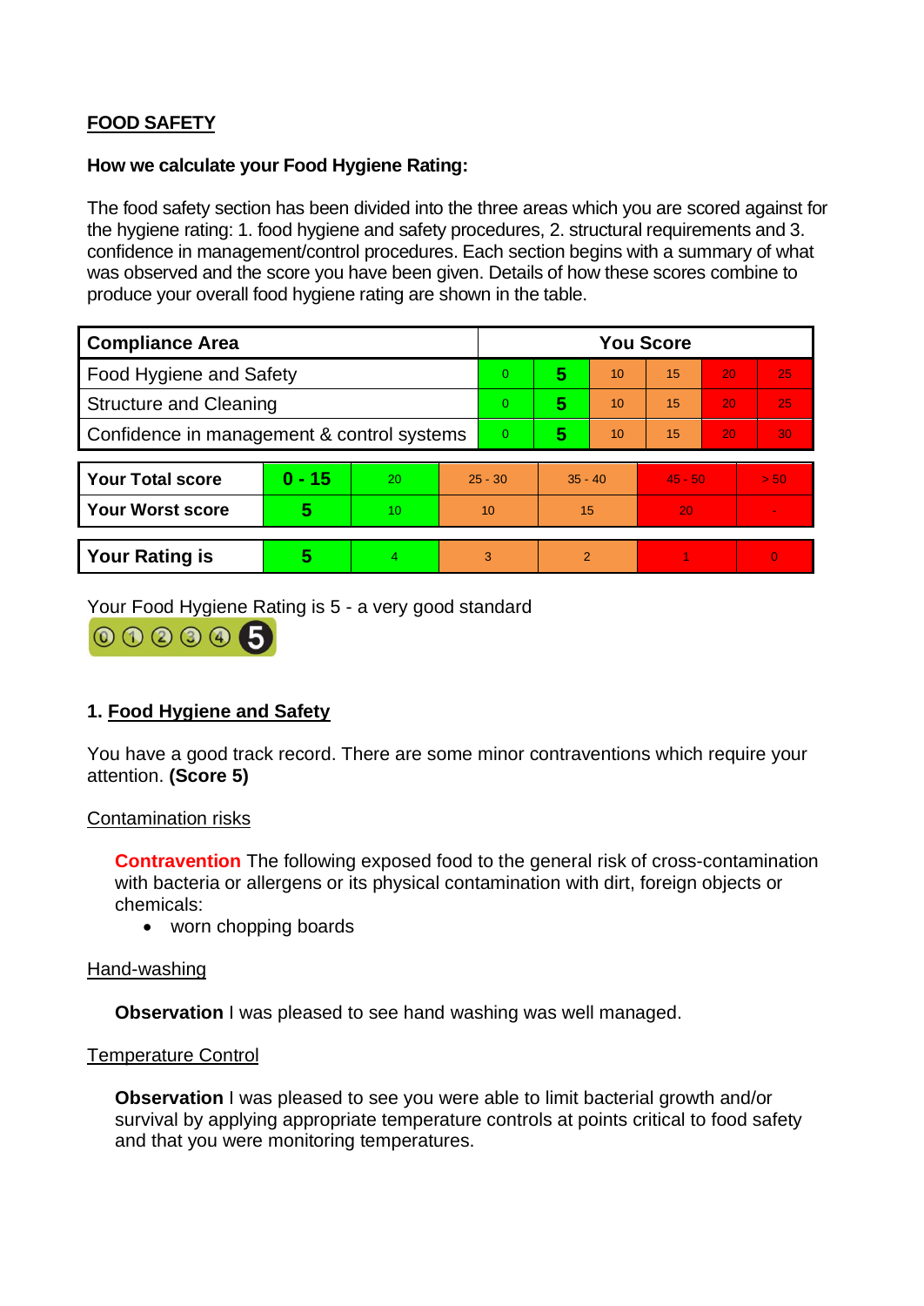## FOOD SAFETY

**How we calculate your Food Hygiene Rating:**

The food safety section has been divided into the three areas which you are scored against for the hygiene rating: 1. food hygiene and safety procedures, 2. structural requirements and 3. confidence in management/control procedures. Each section begins with a summary of what was observed and the score you have been given. Details of how these scores combine to produce your overall food hygiene rating are shown in the table.

| Compliance Area | You Score | | | | | |
|---|---|---|---|---|---|---|
| Food Hygiene and Safety | 0 | **5** | 10 | 15 | 20 | 25 |
| Structure and Cleaning | 0 | **5** | 10 | 15 | 20 | 25 |
| Confidence in management & control systems | 0 | **5** | 10 | 15 | 20 | 30 |

| | | | | | | |
|---|---|---|---|---|---|---|
| **Your Total score** | **0 - 15** | 20 | 25 - 30 | 35 - 40 | 45 - 50 | > 50 |
| **Your Worst score** | **5** | 10 | 10 | 15 | 20 | - |
| **Your Rating is** | **5** | 4 | 3 | 2 | 1 | 0 |

Your Food Hygiene Rating is 5 - a very good standard

### 1. Food Hygiene and Safety

You have a good track record. There are some minor contraventions which require your attention. **(Score 5)**

Contamination risks

**Contravention** The following exposed food to the general risk of cross-contamination with bacteria or allergens or its physical contamination with dirt, foreign objects or chemicals:

- worn chopping boards

Hand-washing

**Observation** I was pleased to see hand washing was well managed.

Temperature Control

**Observation** I was pleased to see you were able to limit bacterial growth and/or survival by applying appropriate temperature controls at points critical to food safety and that you were monitoring temperatures.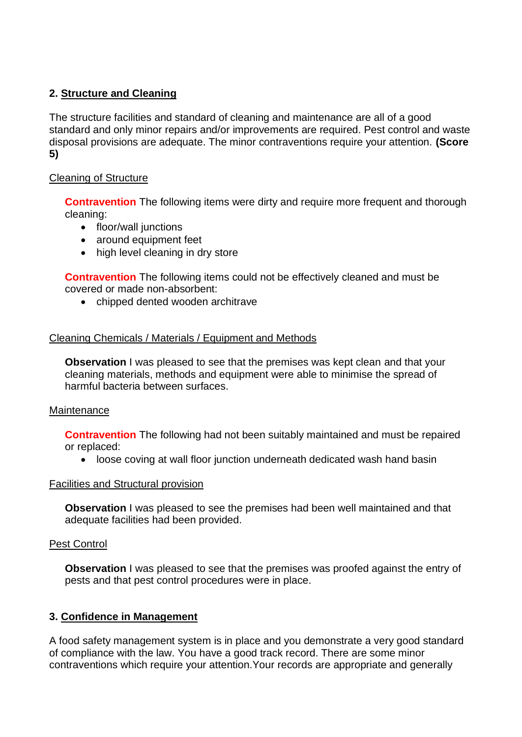## 2. Structure and Cleaning

The structure facilities and standard of cleaning and maintenance are all of a good standard and only minor repairs and/or improvements are required. Pest control and waste disposal provisions are adequate. The minor contraventions require your attention. **(Score 5)**

### Cleaning of Structure

**Contravention** The following items were dirty and require more frequent and thorough cleaning:

- floor/wall junctions
- around equipment feet
- high level cleaning in dry store

**Contravention** The following items could not be effectively cleaned and must be covered or made non-absorbent:

- chipped dented wooden architrave

### Cleaning Chemicals / Materials / Equipment and Methods

**Observation** I was pleased to see that the premises was kept clean and that your cleaning materials, methods and equipment were able to minimise the spread of harmful bacteria between surfaces.

### Maintenance

**Contravention** The following had not been suitably maintained and must be repaired or replaced:

- loose coving at wall floor junction underneath dedicated wash hand basin

### Facilities and Structural provision

**Observation** I was pleased to see the premises had been well maintained and that adequate facilities had been provided.

### Pest Control

**Observation** I was pleased to see that the premises was proofed against the entry of pests and that pest control procedures were in place.

## 3. Confidence in Management

A food safety management system is in place and you demonstrate a very good standard of compliance with the law. You have a good track record. There are some minor contraventions which require your attention.Your records are appropriate and generally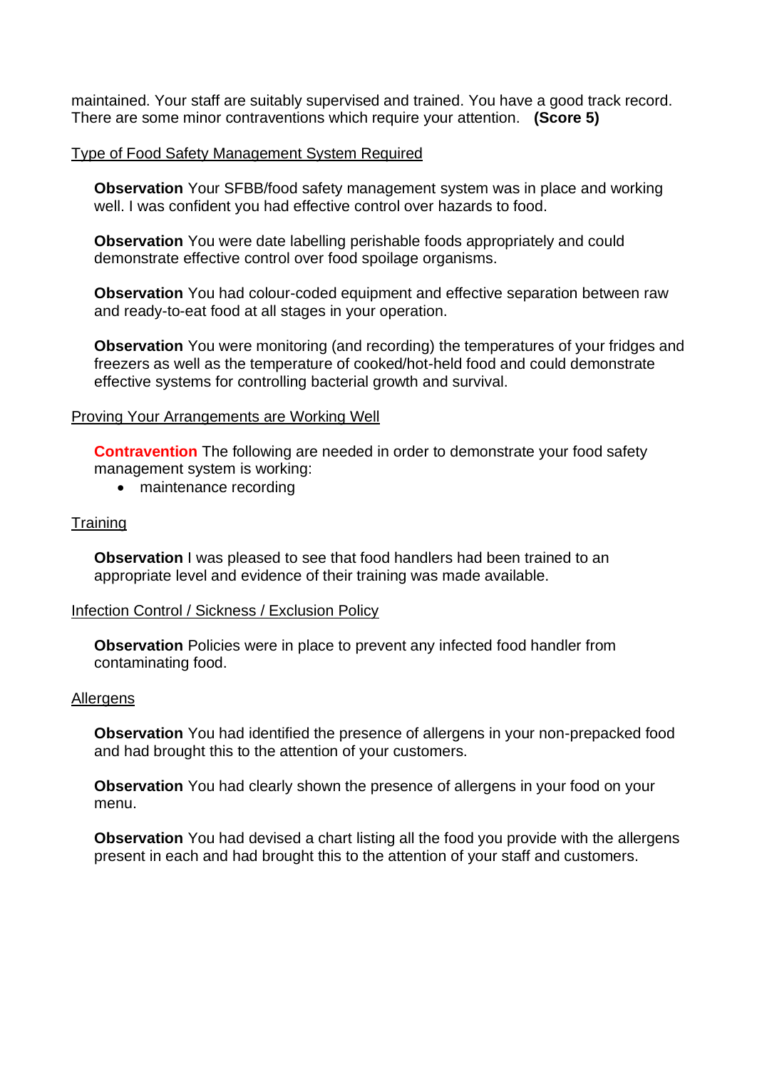maintained. Your staff are suitably supervised and trained. You have a good track record. There are some minor contraventions which require your attention. **(Score 5)**

Type of Food Safety Management System Required

**Observation** Your SFBB/food safety management system was in place and working well. I was confident you had effective control over hazards to food.

**Observation** You were date labelling perishable foods appropriately and could demonstrate effective control over food spoilage organisms.

**Observation** You had colour-coded equipment and effective separation between raw and ready-to-eat food at all stages in your operation.

**Observation** You were monitoring (and recording) the temperatures of your fridges and freezers as well as the temperature of cooked/hot-held food and could demonstrate effective systems for controlling bacterial growth and survival.

Proving Your Arrangements are Working Well

**Contravention** The following are needed in order to demonstrate your food safety management system is working:

- maintenance recording

Training

**Observation** I was pleased to see that food handlers had been trained to an appropriate level and evidence of their training was made available.

Infection Control / Sickness / Exclusion Policy

**Observation** Policies were in place to prevent any infected food handler from contaminating food.

Allergens

**Observation** You had identified the presence of allergens in your non-prepacked food and had brought this to the attention of your customers.

**Observation** You had clearly shown the presence of allergens in your food on your menu.

**Observation** You had devised a chart listing all the food you provide with the allergens present in each and had brought this to the attention of your staff and customers.